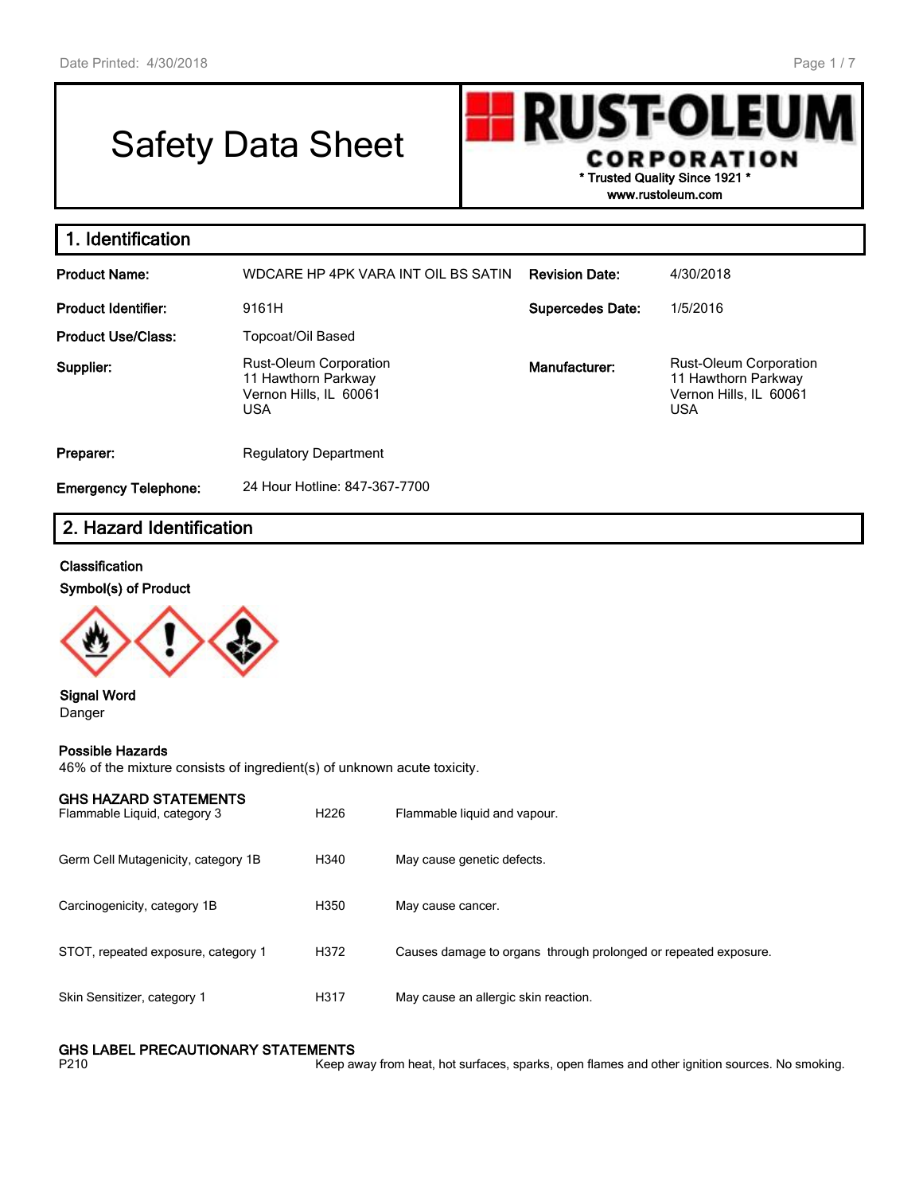# Safety Data Sheet

**RUST-OLEUM CORPORATION**
**\* Trusted Quality Since 1921 \***
**www.rustoleum.com**

## 1. Identification

| | | | |
|---|---|---|---|
| **Product Name:** | WDCARE HP 4PK VARA INT OIL BS SATIN | **Revision Date:** | 4/30/2018 |
| **Product Identifier:** | 9161H | **Supercedes Date:** | 1/5/2016 |
| **Product Use/Class:** | Topcoat/Oil Based | | |
| **Supplier:** | Rust-Oleum Corporation<br>11 Hawthorn Parkway<br>Vernon Hills, IL 60061<br>USA | **Manufacturer:** | Rust-Oleum Corporation<br>11 Hawthorn Parkway<br>Vernon Hills, IL 60061<br>USA |
| **Preparer:** | Regulatory Department | | |
| **Emergency Telephone:** | 24 Hour Hotline: 847-367-7700 | | |

## 2. Hazard Identification

**Classification**

**Symbol(s) of Product**

**Signal Word**
Danger

**Possible Hazards**
46% of the mixture consists of ingredient(s) of unknown acute toxicity.

**GHS HAZARD STATEMENTS**

| | | |
|---|---|---|
| Flammable Liquid, category 3 | H226 | Flammable liquid and vapour. |
| Germ Cell Mutagenicity, category 1B | H340 | May cause genetic defects. |
| Carcinogenicity, category 1B | H350 | May cause cancer. |
| STOT, repeated exposure, category 1 | H372 | Causes damage to organs through prolonged or repeated exposure. |
| Skin Sensitizer, category 1 | H317 | May cause an allergic skin reaction. |

**GHS LABEL PRECAUTIONARY STATEMENTS**

| | |
|---|---|
| P210 | Keep away from heat, hot surfaces, sparks, open flames and other ignition sources. No smoking. |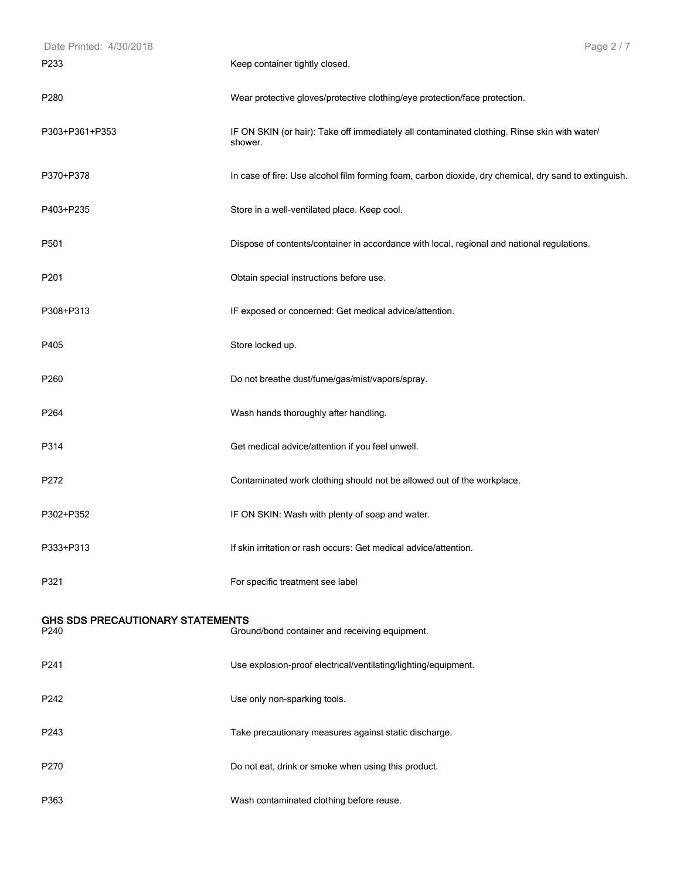| | |
|---|---|
| P233 | Keep container tightly closed. |
| P280 | Wear protective gloves/protective clothing/eye protection/face protection. |
| P303+P361+P353 | IF ON SKIN (or hair): Take off immediately all contaminated clothing. Rinse skin with water/ shower. |
| P370+P378 | In case of fire: Use alcohol film forming foam, carbon dioxide, dry chemical, dry sand to extinguish. |
| P403+P235 | Store in a well-ventilated place. Keep cool. |
| P501 | Dispose of contents/container in accordance with local, regional and national regulations. |
| P201 | Obtain special instructions before use. |
| P308+P313 | IF exposed or concerned: Get medical advice/attention. |
| P405 | Store locked up. |
| P260 | Do not breathe dust/fume/gas/mist/vapors/spray. |
| P264 | Wash hands thoroughly after handling. |
| P314 | Get medical advice/attention if you feel unwell. |
| P272 | Contaminated work clothing should not be allowed out of the workplace. |
| P302+P352 | IF ON SKIN: Wash with plenty of soap and water. |
| P333+P313 | If skin irritation or rash occurs: Get medical advice/attention. |
| P321 | For specific treatment see label |

## GHS SDS PRECAUTIONARY STATEMENTS

| | |
|---|---|
| P240 | Ground/bond container and receiving equipment. |
| P241 | Use explosion-proof electrical/ventilating/lighting/equipment. |
| P242 | Use only non-sparking tools. |
| P243 | Take precautionary measures against static discharge. |
| P270 | Do not eat, drink or smoke when using this product. |
| P363 | Wash contaminated clothing before reuse. |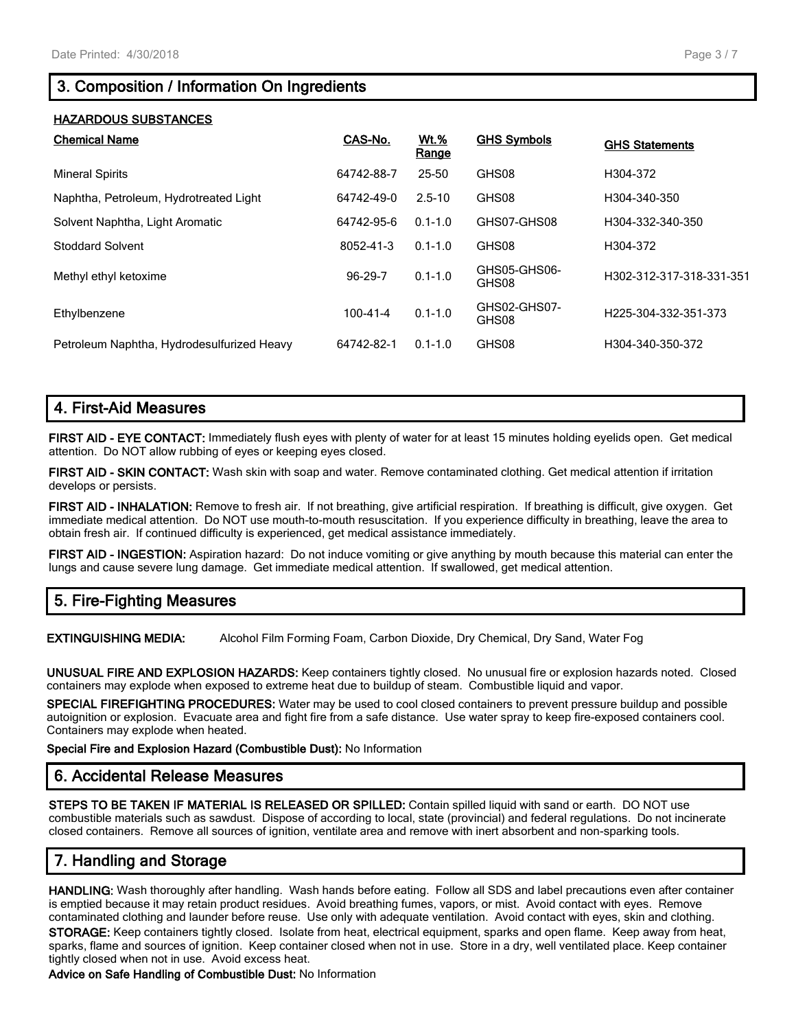## 3. Composition / Information On Ingredients

**HAZARDOUS SUBSTANCES**

| Chemical Name | CAS-No. | Wt.% Range | GHS Symbols | GHS Statements |
|---|---|---|---|---|
| Mineral Spirits | 64742-88-7 | 25-50 | GHS08 | H304-372 |
| Naphtha, Petroleum, Hydrotreated Light | 64742-49-0 | 2.5-10 | GHS08 | H304-340-350 |
| Solvent Naphtha, Light Aromatic | 64742-95-6 | 0.1-1.0 | GHS07-GHS08 | H304-332-340-350 |
| Stoddard Solvent | 8052-41-3 | 0.1-1.0 | GHS08 | H304-372 |
| Methyl ethyl ketoxime | 96-29-7 | 0.1-1.0 | GHS05-GHS06-GHS08 | H302-312-317-318-331-351 |
| Ethylbenzene | 100-41-4 | 0.1-1.0 | GHS02-GHS07-GHS08 | H225-304-332-351-373 |
| Petroleum Naphtha, Hydrodesulfurized Heavy | 64742-82-1 | 0.1-1.0 | GHS08 | H304-340-350-372 |

## 4. First-Aid Measures

**FIRST AID - EYE CONTACT:** Immediately flush eyes with plenty of water for at least 15 minutes holding eyelids open. Get medical attention. Do NOT allow rubbing of eyes or keeping eyes closed.

**FIRST AID - SKIN CONTACT:** Wash skin with soap and water. Remove contaminated clothing. Get medical attention if irritation develops or persists.

**FIRST AID - INHALATION:** Remove to fresh air. If not breathing, give artificial respiration. If breathing is difficult, give oxygen. Get immediate medical attention. Do NOT use mouth-to-mouth resuscitation. If you experience difficulty in breathing, leave the area to obtain fresh air. If continued difficulty is experienced, get medical assistance immediately.

**FIRST AID - INGESTION:** Aspiration hazard: Do not induce vomiting or give anything by mouth because this material can enter the lungs and cause severe lung damage. Get immediate medical attention. If swallowed, get medical attention.

## 5. Fire-Fighting Measures

**EXTINGUISHING MEDIA:** Alcohol Film Forming Foam, Carbon Dioxide, Dry Chemical, Dry Sand, Water Fog

**UNUSUAL FIRE AND EXPLOSION HAZARDS:** Keep containers tightly closed. No unusual fire or explosion hazards noted. Closed containers may explode when exposed to extreme heat due to buildup of steam. Combustible liquid and vapor.

**SPECIAL FIREFIGHTING PROCEDURES:** Water may be used to cool closed containers to prevent pressure buildup and possible autoignition or explosion. Evacuate area and fight fire from a safe distance. Use water spray to keep fire-exposed containers cool. Containers may explode when heated.

**Special Fire and Explosion Hazard (Combustible Dust):** No Information

## 6. Accidental Release Measures

**STEPS TO BE TAKEN IF MATERIAL IS RELEASED OR SPILLED:** Contain spilled liquid with sand or earth. DO NOT use combustible materials such as sawdust. Dispose of according to local, state (provincial) and federal regulations. Do not incinerate closed containers. Remove all sources of ignition, ventilate area and remove with inert absorbent and non-sparking tools.

## 7. Handling and Storage

**HANDLING:** Wash thoroughly after handling. Wash hands before eating. Follow all SDS and label precautions even after container is emptied because it may retain product residues. Avoid breathing fumes, vapors, or mist. Avoid contact with eyes. Remove contaminated clothing and launder before reuse. Use only with adequate ventilation. Avoid contact with eyes, skin and clothing.

**STORAGE:** Keep containers tightly closed. Isolate from heat, electrical equipment, sparks and open flame. Keep away from heat, sparks, flame and sources of ignition. Keep container closed when not in use. Store in a dry, well ventilated place. Keep container tightly closed when not in use. Avoid excess heat.

**Advice on Safe Handling of Combustible Dust:** No Information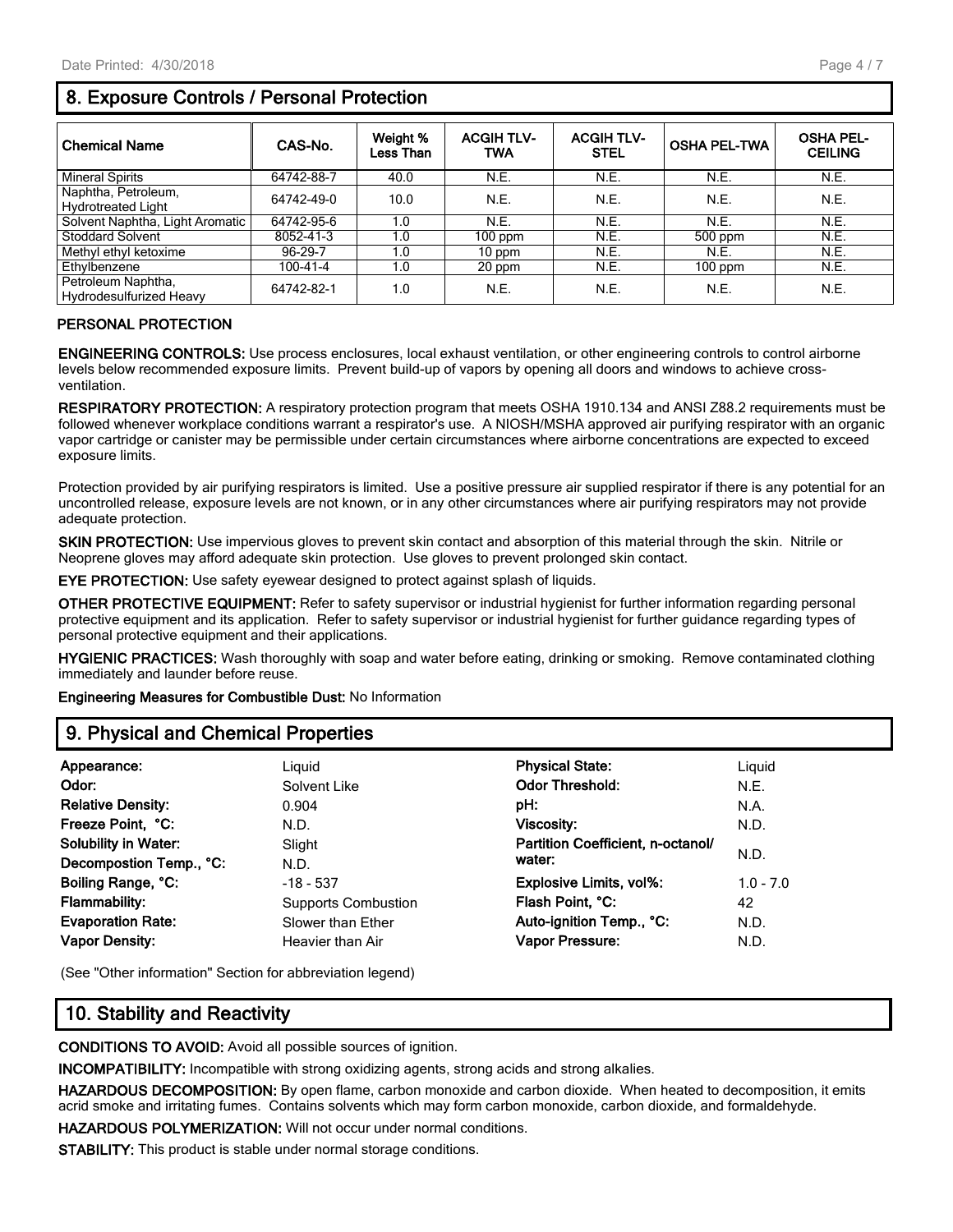## 8. Exposure Controls / Personal Protection

| Chemical Name | CAS-No. | Weight % Less Than | ACGIH TLV-TWA | ACGIH TLV-STEL | OSHA PEL-TWA | OSHA PEL-CEILING |
|---|---|---|---|---|---|---|
| Mineral Spirits | 64742-88-7 | 40.0 | N.E. | N.E. | N.E. | N.E. |
| Naphtha, Petroleum, Hydrotreated Light | 64742-49-0 | 10.0 | N.E. | N.E. | N.E. | N.E. |
| Solvent Naphtha, Light Aromatic | 64742-95-6 | 1.0 | N.E. | N.E. | N.E. | N.E. |
| Stoddard Solvent | 8052-41-3 | 1.0 | 100 ppm | N.E. | 500 ppm | N.E. |
| Methyl ethyl ketoxime | 96-29-7 | 1.0 | 10 ppm | N.E. | N.E. | N.E. |
| Ethylbenzene | 100-41-4 | 1.0 | 20 ppm | N.E. | 100 ppm | N.E. |
| Petroleum Naphtha, Hydrodesulfurized Heavy | 64742-82-1 | 1.0 | N.E. | N.E. | N.E. | N.E. |

### PERSONAL PROTECTION

**ENGINEERING CONTROLS:** Use process enclosures, local exhaust ventilation, or other engineering controls to control airborne levels below recommended exposure limits. Prevent build-up of vapors by opening all doors and windows to achieve cross-ventilation.

**RESPIRATORY PROTECTION:** A respiratory protection program that meets OSHA 1910.134 and ANSI Z88.2 requirements must be followed whenever workplace conditions warrant a respirator's use. A NIOSH/MSHA approved air purifying respirator with an organic vapor cartridge or canister may be permissible under certain circumstances where airborne concentrations are expected to exceed exposure limits.

Protection provided by air purifying respirators is limited. Use a positive pressure air supplied respirator if there is any potential for an uncontrolled release, exposure levels are not known, or in any other circumstances where air purifying respirators may not provide adequate protection.

**SKIN PROTECTION:** Use impervious gloves to prevent skin contact and absorption of this material through the skin. Nitrile or Neoprene gloves may afford adequate skin protection. Use gloves to prevent prolonged skin contact.

**EYE PROTECTION:** Use safety eyewear designed to protect against splash of liquids.

**OTHER PROTECTIVE EQUIPMENT:** Refer to safety supervisor or industrial hygienist for further information regarding personal protective equipment and its application. Refer to safety supervisor or industrial hygienist for further guidance regarding types of personal protective equipment and their applications.

**HYGIENIC PRACTICES:** Wash thoroughly with soap and water before eating, drinking or smoking. Remove contaminated clothing immediately and launder before reuse.

**Engineering Measures for Combustible Dust:** No Information

## 9. Physical and Chemical Properties

| | | | |
|---|---|---|---|
| **Appearance:** | Liquid | **Physical State:** | Liquid |
| **Odor:** | Solvent Like | **Odor Threshold:** | N.E. |
| **Relative Density:** | 0.904 | **pH:** | N.A. |
| **Freeze Point, °C:** | N.D. | **Viscosity:** | N.D. |
| **Solubility in Water:** | Slight | **Partition Coefficient, n-octanol/ water:** | N.D. |
| **Decompostion Temp., °C:** | N.D. | | |
| **Boiling Range, °C:** | -18 - 537 | **Explosive Limits, vol%:** | 1.0 - 7.0 |
| **Flammability:** | Supports Combustion | **Flash Point, °C:** | 42 |
| **Evaporation Rate:** | Slower than Ether | **Auto-ignition Temp., °C:** | N.D. |
| **Vapor Density:** | Heavier than Air | **Vapor Pressure:** | N.D. |

(See "Other information" Section for abbreviation legend)

## 10. Stability and Reactivity

**CONDITIONS TO AVOID:** Avoid all possible sources of ignition.

**INCOMPATIBILITY:** Incompatible with strong oxidizing agents, strong acids and strong alkalies.

**HAZARDOUS DECOMPOSITION:** By open flame, carbon monoxide and carbon dioxide. When heated to decomposition, it emits acrid smoke and irritating fumes. Contains solvents which may form carbon monoxide, carbon dioxide, and formaldehyde.

**HAZARDOUS POLYMERIZATION:** Will not occur under normal conditions.

**STABILITY:** This product is stable under normal storage conditions.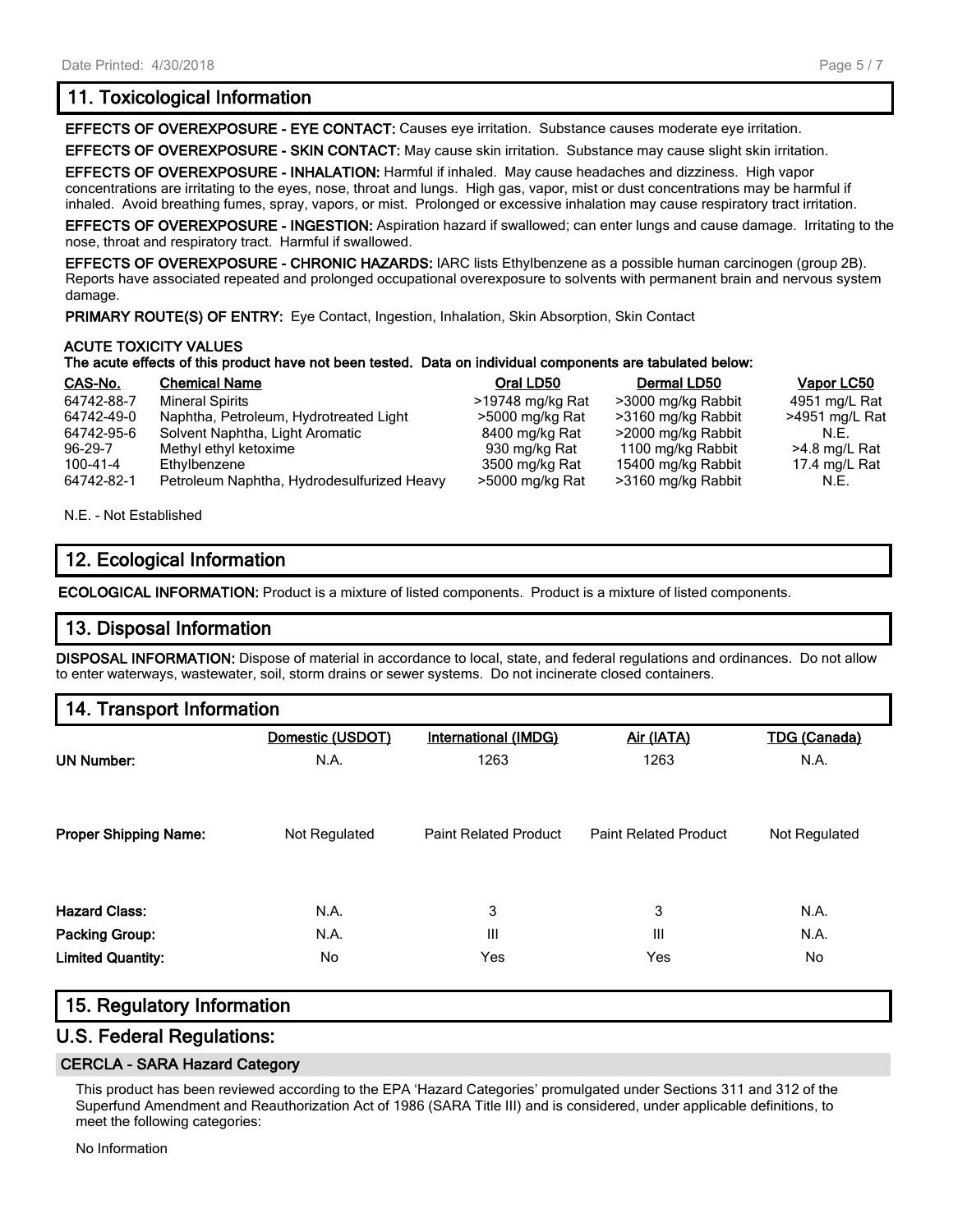## 11. Toxicological Information

**EFFECTS OF OVEREXPOSURE - EYE CONTACT:** Causes eye irritation. Substance causes moderate eye irritation.

**EFFECTS OF OVEREXPOSURE - SKIN CONTACT:** May cause skin irritation. Substance may cause slight skin irritation.

**EFFECTS OF OVEREXPOSURE - INHALATION:** Harmful if inhaled. May cause headaches and dizziness. High vapor concentrations are irritating to the eyes, nose, throat and lungs. High gas, vapor, mist or dust concentrations may be harmful if inhaled. Avoid breathing fumes, spray, vapors, or mist. Prolonged or excessive inhalation may cause respiratory tract irritation.

**EFFECTS OF OVEREXPOSURE - INGESTION:** Aspiration hazard if swallowed; can enter lungs and cause damage. Irritating to the nose, throat and respiratory tract. Harmful if swallowed.

**EFFECTS OF OVEREXPOSURE - CHRONIC HAZARDS:** IARC lists Ethylbenzene as a possible human carcinogen (group 2B). Reports have associated repeated and prolonged occupational overexposure to solvents with permanent brain and nervous system damage.

**PRIMARY ROUTE(S) OF ENTRY:** Eye Contact, Ingestion, Inhalation, Skin Absorption, Skin Contact

**ACUTE TOXICITY VALUES**
**The acute effects of this product have not been tested. Data on individual components are tabulated below:**

| CAS-No. | Chemical Name | Oral LD50 | Dermal LD50 | Vapor LC50 |
|---|---|---|---|---|
| 64742-88-7 | Mineral Spirits | >19748 mg/kg Rat | >3000 mg/kg Rabbit | 4951 mg/L Rat |
| 64742-49-0 | Naphtha, Petroleum, Hydrotreated Light | >5000 mg/kg Rat | >3160 mg/kg Rabbit | >4951 mg/L Rat |
| 64742-95-6 | Solvent Naphtha, Light Aromatic | 8400 mg/kg Rat | >2000 mg/kg Rabbit | N.E. |
| 96-29-7 | Methyl ethyl ketoxime | 930 mg/kg Rat | 1100 mg/kg Rabbit | >4.8 mg/L Rat |
| 100-41-4 | Ethylbenzene | 3500 mg/kg Rat | 15400 mg/kg Rabbit | 17.4 mg/L Rat |
| 64742-82-1 | Petroleum Naphtha, Hydrodesulfurized Heavy | >5000 mg/kg Rat | >3160 mg/kg Rabbit | N.E. |

N.E. - Not Established

## 12. Ecological Information

**ECOLOGICAL INFORMATION:** Product is a mixture of listed components. Product is a mixture of listed components.

## 13. Disposal Information

**DISPOSAL INFORMATION:** Dispose of material in accordance to local, state, and federal regulations and ordinances. Do not allow to enter waterways, wastewater, soil, storm drains or sewer systems. Do not incinerate closed containers.

## 14. Transport Information

| | Domestic (USDOT) | International (IMDG) | Air (IATA) | TDG (Canada) |
|---|---|---|---|---|
| **UN Number:** | N.A. | 1263 | 1263 | N.A. |
| **Proper Shipping Name:** | Not Regulated | Paint Related Product | Paint Related Product | Not Regulated |
| **Hazard Class:** | N.A. | 3 | 3 | N.A. |
| **Packing Group:** | N.A. | III | III | N.A. |
| **Limited Quantity:** | No | Yes | Yes | No |

## 15. Regulatory Information

## U.S. Federal Regulations:

### CERCLA - SARA Hazard Category

This product has been reviewed according to the EPA 'Hazard Categories' promulgated under Sections 311 and 312 of the Superfund Amendment and Reauthorization Act of 1986 (SARA Title III) and is considered, under applicable definitions, to meet the following categories:

No Information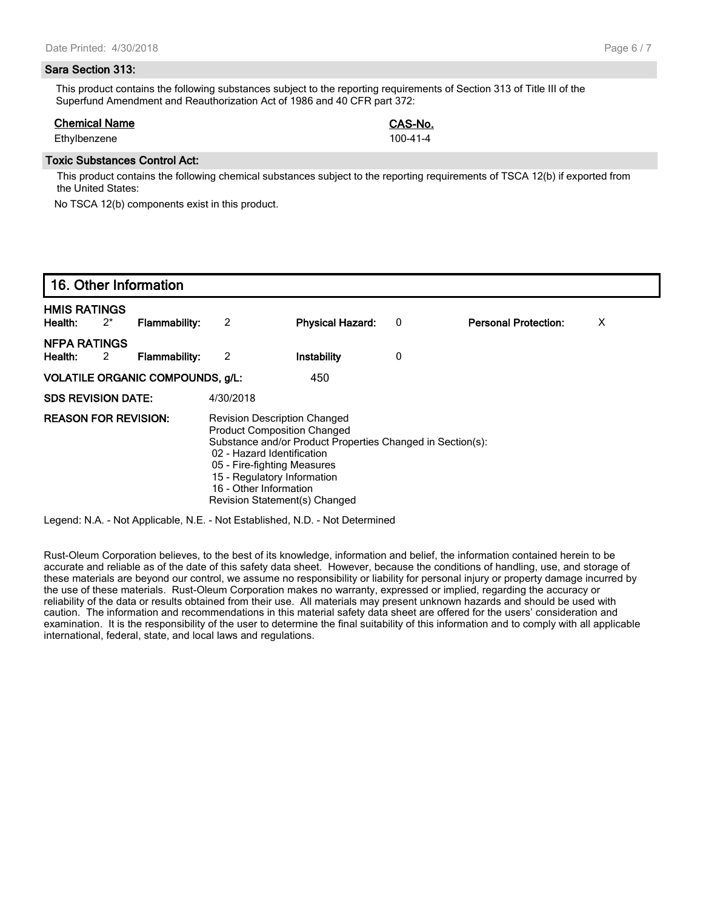### Sara Section 313:

This product contains the following substances subject to the reporting requirements of Section 313 of Title III of the Superfund Amendment and Reauthorization Act of 1986 and 40 CFR part 372:

| Chemical Name | CAS-No. |
|---|---|
| Ethylbenzene | 100-41-4 |

### Toxic Substances Control Act:

This product contains the following chemical substances subject to the reporting requirements of TSCA 12(b) if exported from the United States:

No TSCA 12(b) components exist in this product.

## 16. Other Information

**HMIS RATINGS**

| | | | | | | | |
|---|---|---|---|---|---|---|---|
| **Health:** | 2* | **Flammability:** | 2 | **Physical Hazard:** | 0 | **Personal Protection:** | X |

**NFPA RATINGS**

| | | | | | |
|---|---|---|---|---|---|
| **Health:** | 2 | **Flammability:** | 2 | **Instability** | 0 |

**VOLATILE ORGANIC COMPOUNDS, g/L:** 450

**SDS REVISION DATE:** 4/30/2018

**REASON FOR REVISION:** Revision Description Changed
Product Composition Changed
Substance and/or Product Properties Changed in Section(s):
- 02 - Hazard Identification
- 05 - Fire-fighting Measures
- 15 - Regulatory Information
- 16 - Other Information

Revision Statement(s) Changed

Legend: N.A. - Not Applicable, N.E. - Not Established, N.D. - Not Determined

Rust-Oleum Corporation believes, to the best of its knowledge, information and belief, the information contained herein to be accurate and reliable as of the date of this safety data sheet. However, because the conditions of handling, use, and storage of these materials are beyond our control, we assume no responsibility or liability for personal injury or property damage incurred by the use of these materials. Rust-Oleum Corporation makes no warranty, expressed or implied, regarding the accuracy or reliability of the data or results obtained from their use. All materials may present unknown hazards and should be used with caution. The information and recommendations in this material safety data sheet are offered for the users' consideration and examination. It is the responsibility of the user to determine the final suitability of this information and to comply with all applicable international, federal, state, and local laws and regulations.